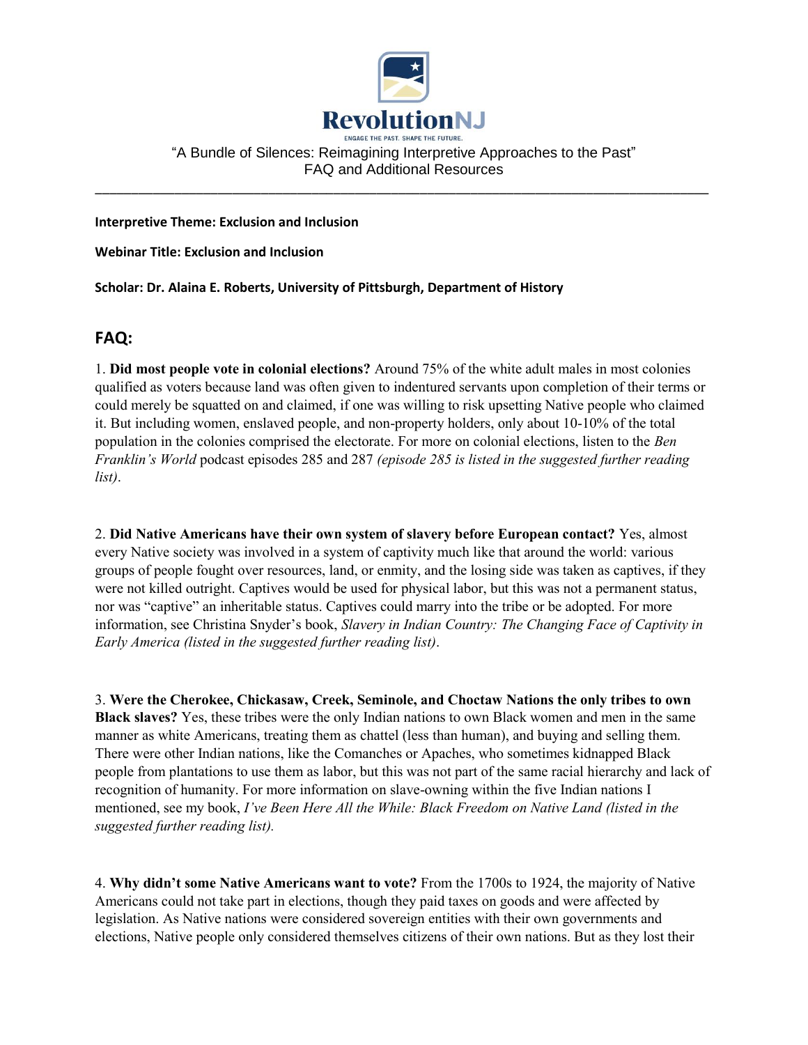RevolutionNJ

ENGAGE THE PAST. SHAPE THE FUTURE.

"A Bundle of Silences: Reimagining Interpretive Approaches to the Past"
FAQ and Additional Resources

---

**Interpretive Theme: Exclusion and Inclusion**

**Webinar Title: Exclusion and Inclusion**

**Scholar: Dr. Alaina E. Roberts, University of Pittsburgh, Department of History**

## FAQ:

1. **Did most people vote in colonial elections?** Around 75% of the white adult males in most colonies qualified as voters because land was often given to indentured servants upon completion of their terms or could merely be squatted on and claimed, if one was willing to risk upsetting Native people who claimed it. But including women, enslaved people, and non-property holders, only about 10-10% of the total population in the colonies comprised the electorate. For more on colonial elections, listen to the *Ben Franklin's World* podcast episodes 285 and 287 *(episode 285 is listed in the suggested further reading list)*.

2. **Did Native Americans have their own system of slavery before European contact?** Yes, almost every Native society was involved in a system of captivity much like that around the world: various groups of people fought over resources, land, or enmity, and the losing side was taken as captives, if they were not killed outright. Captives would be used for physical labor, but this was not a permanent status, nor was "captive" an inheritable status. Captives could marry into the tribe or be adopted. For more information, see Christina Snyder's book, *Slavery in Indian Country: The Changing Face of Captivity in Early America (listed in the suggested further reading list)*.

3. **Were the Cherokee, Chickasaw, Creek, Seminole, and Choctaw Nations the only tribes to own Black slaves?** Yes, these tribes were the only Indian nations to own Black women and men in the same manner as white Americans, treating them as chattel (less than human), and buying and selling them. There were other Indian nations, like the Comanches or Apaches, who sometimes kidnapped Black people from plantations to use them as labor, but this was not part of the same racial hierarchy and lack of recognition of humanity. For more information on slave-owning within the five Indian nations I mentioned, see my book, *I've Been Here All the While: Black Freedom on Native Land (listed in the suggested further reading list).*

4. **Why didn't some Native Americans want to vote?** From the 1700s to 1924, the majority of Native Americans could not take part in elections, though they paid taxes on goods and were affected by legislation. As Native nations were considered sovereign entities with their own governments and elections, Native people only considered themselves citizens of their own nations. But as they lost their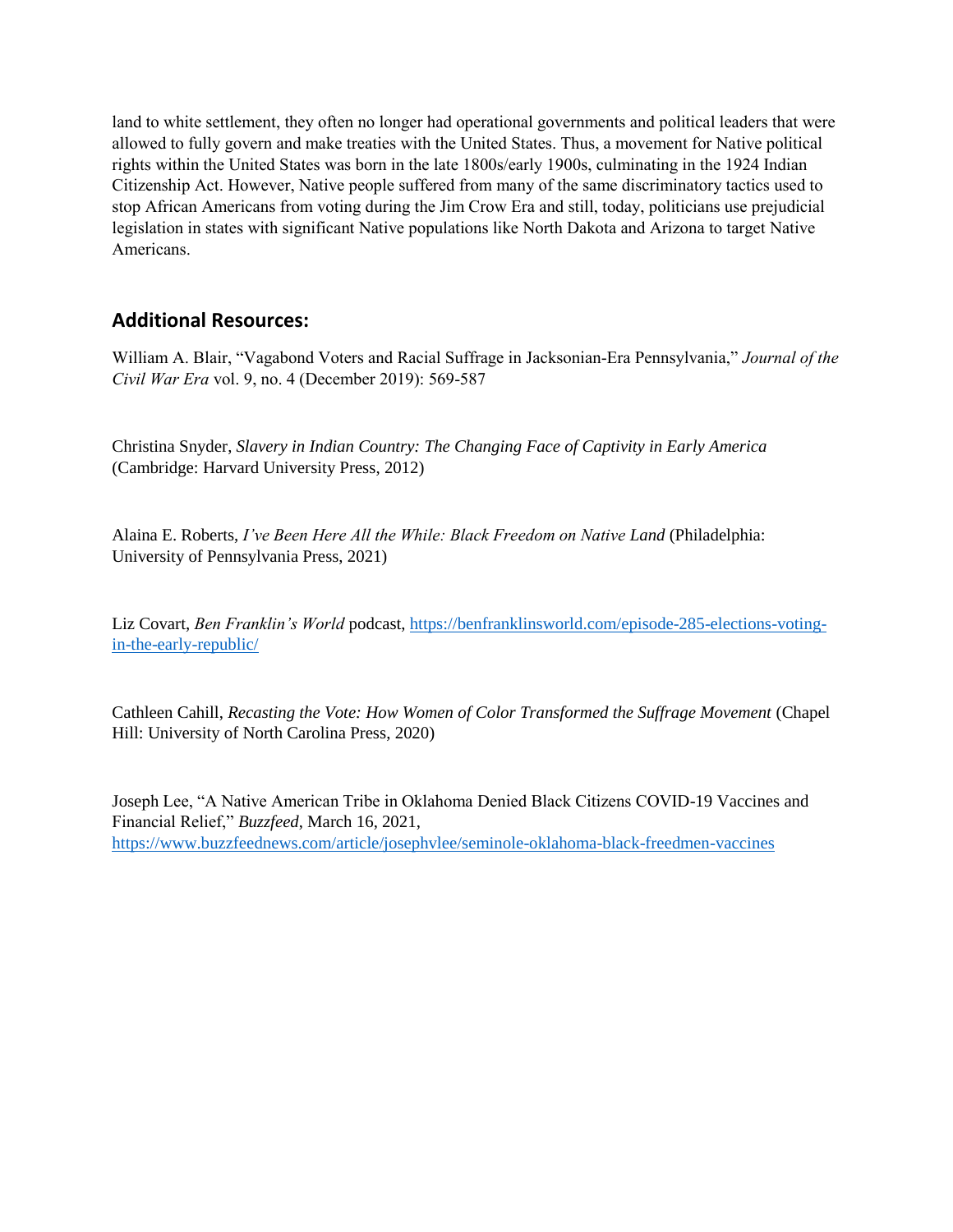land to white settlement, they often no longer had operational governments and political leaders that were allowed to fully govern and make treaties with the United States. Thus, a movement for Native political rights within the United States was born in the late 1800s/early 1900s, culminating in the 1924 Indian Citizenship Act. However, Native people suffered from many of the same discriminatory tactics used to stop African Americans from voting during the Jim Crow Era and still, today, politicians use prejudicial legislation in states with significant Native populations like North Dakota and Arizona to target Native Americans.

## Additional Resources:

William A. Blair, "Vagabond Voters and Racial Suffrage in Jacksonian-Era Pennsylvania," *Journal of the Civil War Era* vol. 9, no. 4 (December 2019): 569-587

Christina Snyder, *Slavery in Indian Country: The Changing Face of Captivity in Early America* (Cambridge: Harvard University Press, 2012)

Alaina E. Roberts, *I've Been Here All the While: Black Freedom on Native Land* (Philadelphia: University of Pennsylvania Press, 2021)

Liz Covart, *Ben Franklin's World* podcast, https://benfranklinsworld.com/episode-285-elections-voting-in-the-early-republic/

Cathleen Cahill, *Recasting the Vote: How Women of Color Transformed the Suffrage Movement* (Chapel Hill: University of North Carolina Press, 2020)

Joseph Lee, "A Native American Tribe in Oklahoma Denied Black Citizens COVID-19 Vaccines and Financial Relief," *Buzzfeed*, March 16, 2021, https://www.buzzfeednews.com/article/josephvlee/seminole-oklahoma-black-freedmen-vaccines